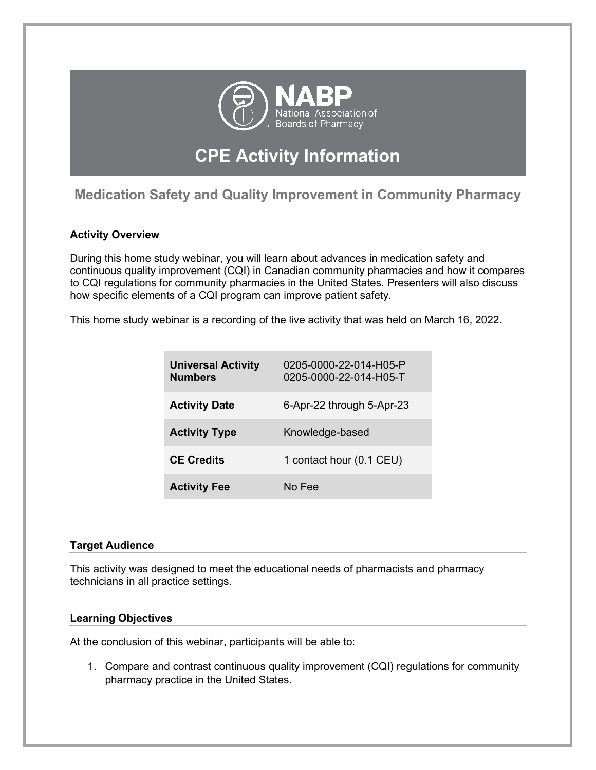NABP
National Association of Boards of Pharmacy

# CPE Activity Information

## Medication Safety and Quality Improvement in Community Pharmacy

### Activity Overview

During this home study webinar, you will learn about advances in medication safety and continuous quality improvement (CQI) in Canadian community pharmacies and how it compares to CQI regulations for community pharmacies in the United States. Presenters will also discuss how specific elements of a CQI program can improve patient safety.

This home study webinar is a recording of the live activity that was held on March 16, 2022.

| | |
|---|---|
| **Universal Activity Numbers** | 0205-0000-22-014-H05-P<br>0205-0000-22-014-H05-T |
| **Activity Date** | 6-Apr-22 through 5-Apr-23 |
| **Activity Type** | Knowledge-based |
| **CE Credits** | 1 contact hour (0.1 CEU) |
| **Activity Fee** | No Fee |

### Target Audience

This activity was designed to meet the educational needs of pharmacists and pharmacy technicians in all practice settings.

### Learning Objectives

At the conclusion of this webinar, participants will be able to:

1. Compare and contrast continuous quality improvement (CQI) regulations for community pharmacy practice in the United States.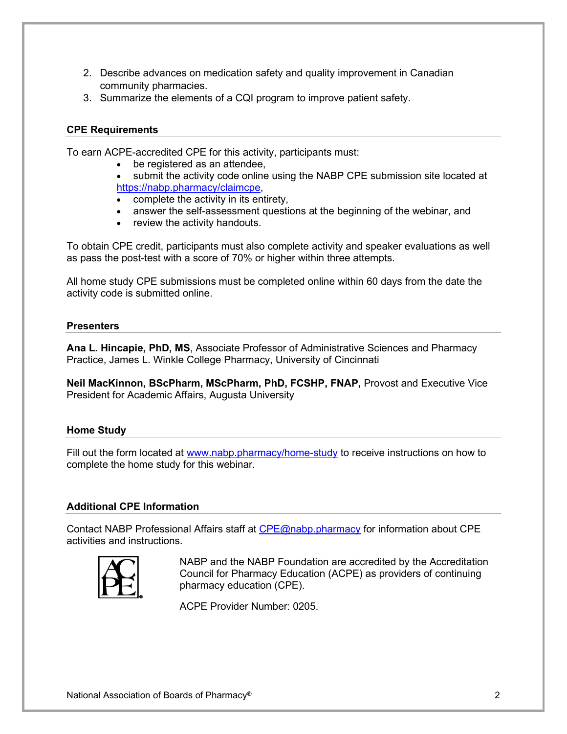2. Describe advances on medication safety and quality improvement in Canadian community pharmacies.
3. Summarize the elements of a CQI program to improve patient safety.

## CPE Requirements

To earn ACPE-accredited CPE for this activity, participants must:

- be registered as an attendee,
- submit the activity code online using the NABP CPE submission site located at https://nabp.pharmacy/claimcpe,
- complete the activity in its entirety,
- answer the self-assessment questions at the beginning of the webinar, and
- review the activity handouts.

To obtain CPE credit, participants must also complete activity and speaker evaluations as well as pass the post-test with a score of 70% or higher within three attempts.

All home study CPE submissions must be completed online within 60 days from the date the activity code is submitted online.

## Presenters

**Ana L. Hincapie, PhD, MS**, Associate Professor of Administrative Sciences and Pharmacy Practice, James L. Winkle College Pharmacy, University of Cincinnati

**Neil MacKinnon, BScPharm, MScPharm, PhD, FCSHP, FNAP,** Provost and Executive Vice President for Academic Affairs, Augusta University

## Home Study

Fill out the form located at www.nabp.pharmacy/home-study to receive instructions on how to complete the home study for this webinar.

## Additional CPE Information

Contact NABP Professional Affairs staff at CPE@nabp.pharmacy for information about CPE activities and instructions.

NABP and the NABP Foundation are accredited by the Accreditation Council for Pharmacy Education (ACPE) as providers of continuing pharmacy education (CPE).

ACPE Provider Number: 0205.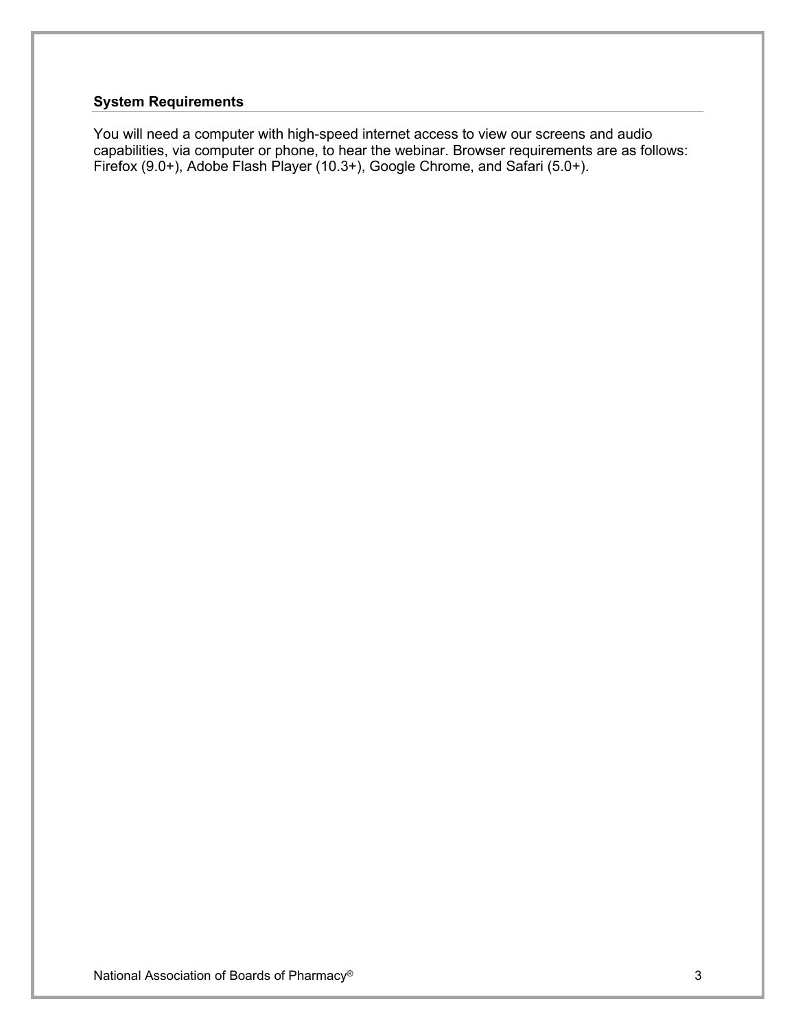### System Requirements

You will need a computer with high-speed internet access to view our screens and audio capabilities, via computer or phone, to hear the webinar. Browser requirements are as follows: Firefox (9.0+), Adobe Flash Player (10.3+), Google Chrome, and Safari (5.0+).